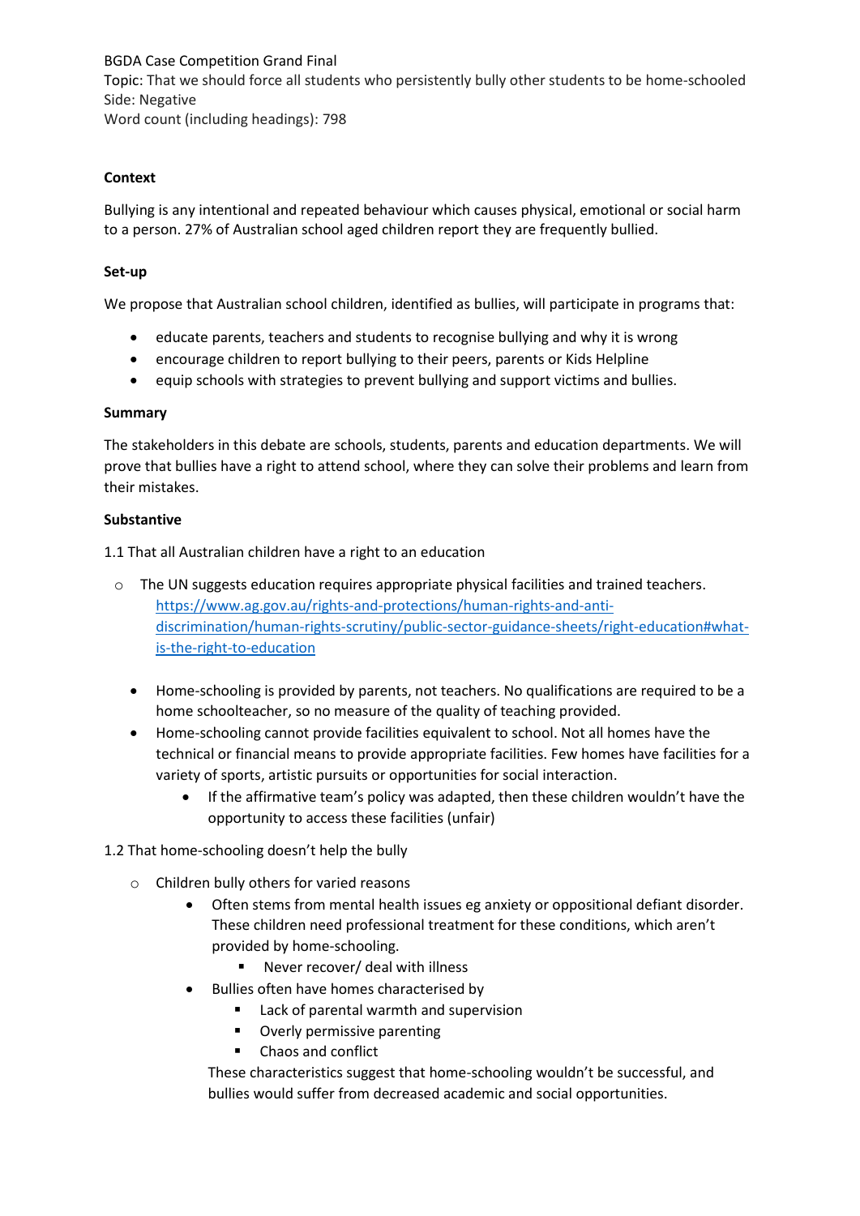BGDA Case Competition Grand Final
Topic: That we should force all students who persistently bully other students to be home-schooled
Side: Negative
Word count (including headings): 798

**Context**

Bullying is any intentional and repeated behaviour which causes physical, emotional or social harm to a person. 27% of Australian school aged children report they are frequently bullied.

**Set-up**

We propose that Australian school children, identified as bullies, will participate in programs that:

- educate parents, teachers and students to recognise bullying and why it is wrong
- encourage children to report bullying to their peers, parents or Kids Helpline
- equip schools with strategies to prevent bullying and support victims and bullies.

**Summary**

The stakeholders in this debate are schools, students, parents and education departments. We will prove that bullies have a right to attend school, where they can solve their problems and learn from their mistakes.

**Substantive**

1.1 That all Australian children have a right to an education

- The UN suggests education requires appropriate physical facilities and trained teachers. [https://www.ag.gov.au/rights-and-protections/human-rights-and-anti-discrimination/human-rights-scrutiny/public-sector-guidance-sheets/right-education#what-is-the-right-to-education](https://www.ag.gov.au/rights-and-protections/human-rights-and-anti-discrimination/human-rights-scrutiny/public-sector-guidance-sheets/right-education#what-is-the-right-to-education)

- Home-schooling is provided by parents, not teachers. No qualifications are required to be a home schoolteacher, so no measure of the quality of teaching provided.
- Home-schooling cannot provide facilities equivalent to school. Not all homes have the technical or financial means to provide appropriate facilities. Few homes have facilities for a variety of sports, artistic pursuits or opportunities for social interaction.
  - If the affirmative team's policy was adapted, then these children wouldn't have the opportunity to access these facilities (unfair)

1.2 That home-schooling doesn't help the bully

- Children bully others for varied reasons
  - Often stems from mental health issues eg anxiety or oppositional defiant disorder. These children need professional treatment for these conditions, which aren't provided by home-schooling.
    - Never recover/ deal with illness
  - Bullies often have homes characterised by
    - Lack of parental warmth and supervision
    - Overly permissive parenting
    - Chaos and conflict

    These characteristics suggest that home-schooling wouldn't be successful, and bullies would suffer from decreased academic and social opportunities.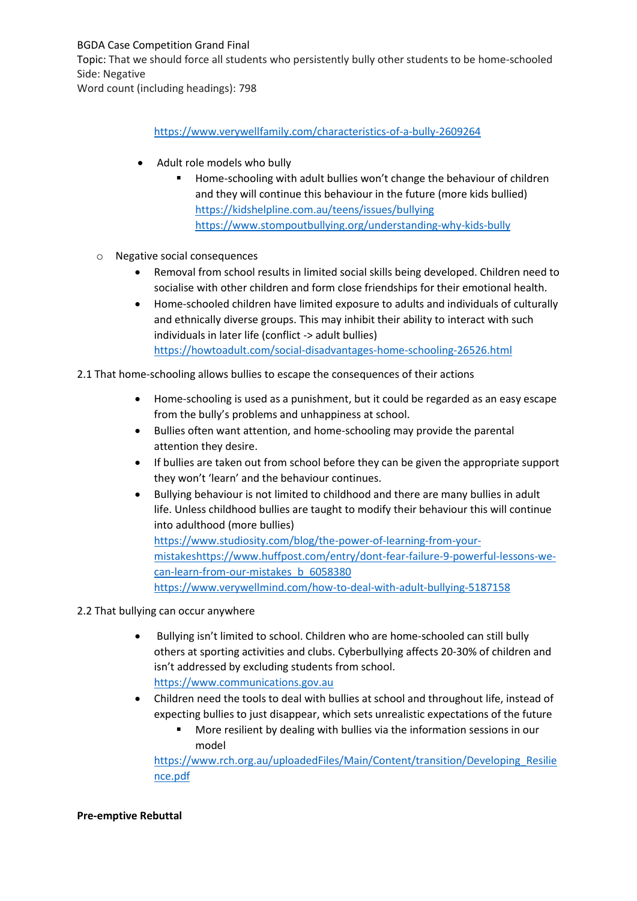BGDA Case Competition Grand Final
Topic: That we should force all students who persistently bully other students to be home-schooled
Side: Negative
Word count (including headings): 798

https://www.verywellfamily.com/characteristics-of-a-bully-2609264

- Adult role models who bully
  - Home-schooling with adult bullies won't change the behaviour of children and they will continue this behaviour in the future (more kids bullied)
    https://kidshelpline.com.au/teens/issues/bullying
    https://www.stompoutbullying.org/understanding-why-kids-bully

- Negative social consequences
  - Removal from school results in limited social skills being developed. Children need to socialise with other children and form close friendships for their emotional health.
  - Home-schooled children have limited exposure to adults and individuals of culturally and ethnically diverse groups. This may inhibit their ability to interact with such individuals in later life (conflict -> adult bullies)
    https://howtoadult.com/social-disadvantages-home-schooling-26526.html

2.1 That home-schooling allows bullies to escape the consequences of their actions

- Home-schooling is used as a punishment, but it could be regarded as an easy escape from the bully's problems and unhappiness at school.
- Bullies often want attention, and home-schooling may provide the parental attention they desire.
- If bullies are taken out from school before they can be given the appropriate support they won't 'learn' and the behaviour continues.
- Bullying behaviour is not limited to childhood and there are many bullies in adult life. Unless childhood bullies are taught to modify their behaviour this will continue into adulthood (more bullies)
  https://www.studiosity.com/blog/the-power-of-learning-from-your-mistakeshttps://www.huffpost.com/entry/dont-fear-failure-9-powerful-lessons-we-can-learn-from-our-mistakes_b_6058380
  https://www.verywellmind.com/how-to-deal-with-adult-bullying-5187158

2.2 That bullying can occur anywhere

- Bullying isn't limited to school. Children who are home-schooled can still bully others at sporting activities and clubs. Cyberbullying affects 20-30% of children and isn't addressed by excluding students from school.
  https://www.communications.gov.au
- Children need the tools to deal with bullies at school and throughout life, instead of expecting bullies to just disappear, which sets unrealistic expectations of the future
  - More resilient by dealing with bullies via the information sessions in our model

  https://www.rch.org.au/uploadedFiles/Main/Content/transition/Developing_Resilience.pdf

**Pre-emptive Rebuttal**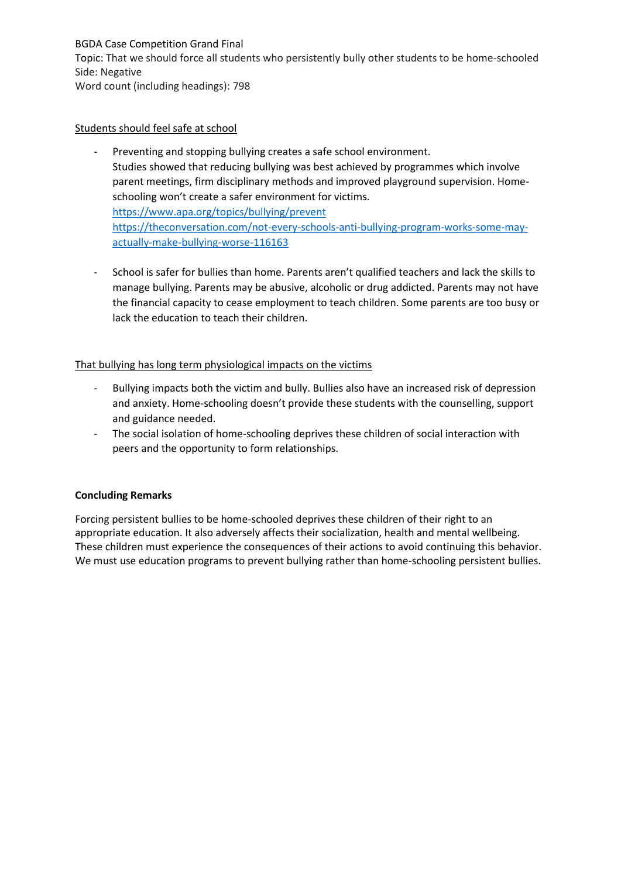BGDA Case Competition Grand Final

Topic: That we should force all students who persistently bully other students to be home-schooled

Side: Negative

Word count (including headings): 798

<u>Students should feel safe at school</u>

- Preventing and stopping bullying creates a safe school environment.
  Studies showed that reducing bullying was best achieved by programmes which involve parent meetings, firm disciplinary methods and improved playground supervision. Home-schooling won't create a safer environment for victims.
  https://www.apa.org/topics/bullying/prevent
  https://theconversation.com/not-every-schools-anti-bullying-program-works-some-may-actually-make-bullying-worse-116163

- School is safer for bullies than home. Parents aren't qualified teachers and lack the skills to manage bullying. Parents may be abusive, alcoholic or drug addicted. Parents may not have the financial capacity to cease employment to teach children. Some parents are too busy or lack the education to teach their children.

<u>That bullying has long term physiological impacts on the victims</u>

- Bullying impacts both the victim and bully. Bullies also have an increased risk of depression and anxiety. Home-schooling doesn't provide these students with the counselling, support and guidance needed.
- The social isolation of home-schooling deprives these children of social interaction with peers and the opportunity to form relationships.

**Concluding Remarks**

Forcing persistent bullies to be home-schooled deprives these children of their right to an appropriate education. It also adversely affects their socialization, health and mental wellbeing. These children must experience the consequences of their actions to avoid continuing this behavior. We must use education programs to prevent bullying rather than home-schooling persistent bullies.